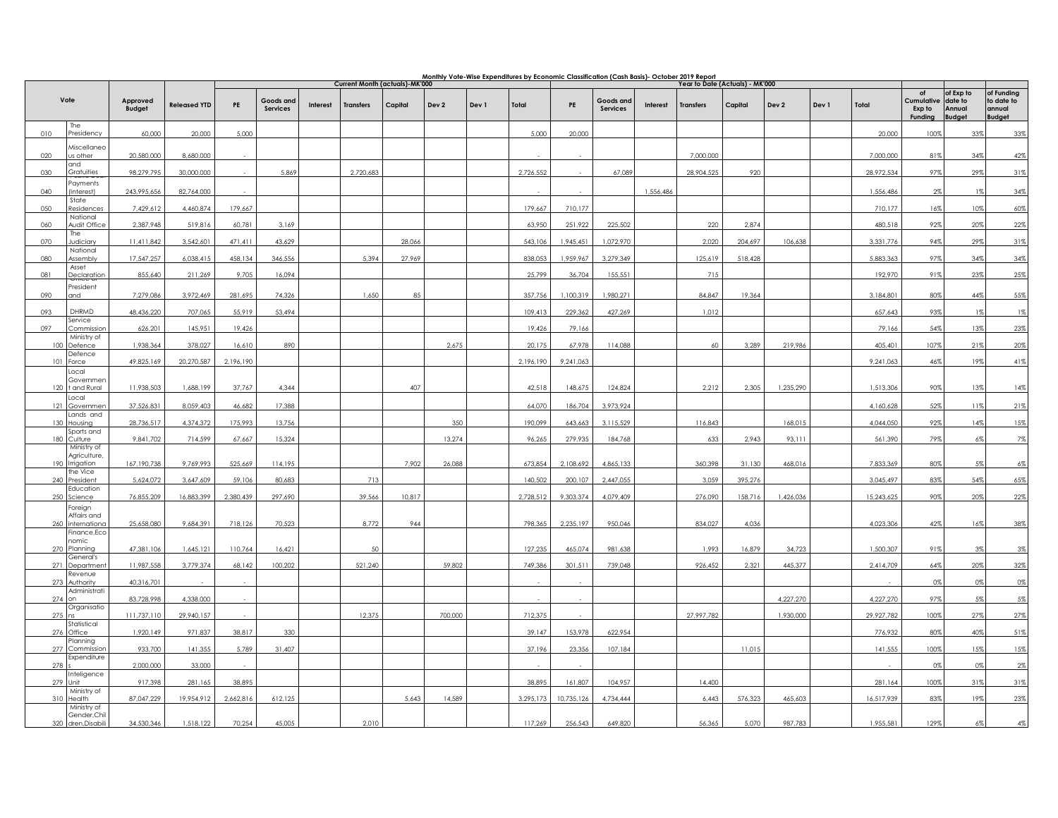## Monthly Vote-Wise Expenditures by Economic Classification (Cash Basis)- October 2019 Report

| Vote | | Approved Budget | Released YTD | Current Month (actuals)-MK'000 | | | | | | | | Year to Date (Actuals) - MK'000 | | | | | | | | of Cumulative Exp to Funding | of Exp to date to Annual Budget | of Funding to date to annual Budget |
|---|---|---|---|---|---|---|---|---|---|---|---|---|---|---|---|---|---|---|---|---|---|---|
| | | | | PE | Goods and Services | Interest | Transfers | Capital | Dev 2 | Dev 1 | Total | PE | Goods and Services | Interest | Transfers | Capital | Dev 2 | Dev 1 | Total | | | |
| 010 | The Presidency | 60,000 | 20,000 | 5,000 | | | | | | | 5,000 | 20,000 | | | | | | | 20,000 | 100% | 33% | 33% |
| 020 | Miscellaneous other | 20,580,000 | 8,680,000 | - | | | | | | | - | - | | | 7,000,000 | | | | 7,000,000 | 81% | 34% | 42% |
| 030 | and Gratuities | 98,279,795 | 30,000,000 | - | 5,869 | | 2,720,683 | | | | 2,726,552 | - | 67,089 | | 28,904,525 | 920 | | | 28,972,534 | 97% | 29% | 31% |
| 040 | Payments (Interest) | 243,995,656 | 82,764,000 | - | | | | | | | - | - | | 1,556,486 | | | | | 1,556,486 | 2% | 1% | 34% |
| 050 | State Residences | 7,429,612 | 4,460,874 | 179,667 | | | | | | | 179,667 | 710,177 | | | | | | | 710,177 | 16% | 10% | 60% |
| 060 | National Audit Office | 2,387,948 | 519,816 | 60,781 | 3,169 | | | | | | 63,950 | 251,922 | 225,502 | | 220 | 2,874 | | | 480,518 | 92% | 20% | 22% |
| 070 | The Judiciary | 11,411,842 | 3,542,601 | 471,411 | 43,629 | | | 28,066 | | | 543,106 | 1,945,451 | 1,072,970 | | 2,020 | 204,697 | 106,638 | | 3,331,776 | 94% | 29% | 31% |
| 080 | National Assembly | 17,547,257 | 6,038,415 | 458,134 | 346,556 | | 5,394 | 27,969 | | | 838,053 | 1,959,967 | 3,279,349 | | 125,619 | 518,428 | | | 5,883,363 | 97% | 34% | 34% |
| 081 | Asset Declaration | 855,640 | 211,269 | 9,705 | 16,094 | | | | | | 25,799 | 36,704 | 155,551 | | 715 | | | | 192,970 | 91% | 23% | 25% |
| 090 | President and | 7,279,086 | 3,972,469 | 281,695 | 74,326 | | 1,650 | 85 | | | 357,756 | 1,100,319 | 1,980,271 | | 84,847 | 19,364 | | | 3,184,801 | 80% | 44% | 55% |
| 093 | DHRMD | 48,436,220 | 707,065 | 55,919 | 53,494 | | | | | | 109,413 | 229,362 | 427,269 | | 1,012 | | | | 657,643 | 93% | 1% | 1% |
| 097 | Service Commission | 626,201 | 145,951 | 19,426 | | | | | | | 19,426 | 79,166 | | | | | | | 79,166 | 54% | 13% | 23% |
| 100 | Ministry of Defence | 1,938,364 | 378,027 | 16,610 | 890 | | | | 2,675 | | 20,175 | 67,978 | 114,088 | | 60 | 3,289 | 219,986 | | 405,401 | 107% | 21% | 20% |
| 101 | Defence Force | 49,825,169 | 20,270,587 | 2,196,190 | | | | | | | 2,196,190 | 9,241,063 | | | | | | | 9,241,063 | 46% | 19% | 41% |
| 120 | Local Government and Rural | 11,938,503 | 1,688,199 | 37,767 | 4,344 | | | 407 | | | 42,518 | 148,675 | 124,824 | | 2,212 | 2,305 | 1,235,290 | | 1,513,306 | 90% | 13% | 14% |
| 121 | Local Governmen | 37,526,831 | 8,059,403 | 46,682 | 17,388 | | | | | | 64,070 | 186,704 | 3,973,924 | | | | | | 4,160,628 | 52% | 11% | 21% |
| 130 | Lands and Housing | 28,736,517 | 4,374,372 | 175,993 | 13,756 | | | | 350 | | 190,099 | 643,663 | 3,115,529 | | 116,843 | | 168,015 | | 4,044,050 | 92% | 14% | 15% |
| 180 | Sports and Culture | 9,841,702 | 714,599 | 67,667 | 15,324 | | | | 13,274 | | 96,265 | 279,935 | 184,768 | | 633 | 2,943 | 93,111 | | 561,390 | 79% | 6% | 7% |
| 190 | Ministry of Agriculture, Irrigation | 167,190,738 | 9,769,993 | 525,669 | 114,195 | | | 7,902 | 26,088 | | 673,854 | 2,108,692 | 4,865,133 | | 360,398 | 31,130 | 468,016 | | 7,833,369 | 80% | 5% | 6% |
| 240 | the Vice President | 5,624,072 | 3,647,609 | 59,106 | 80,683 | | 713 | | | | 140,502 | 200,107 | 2,447,055 | | 3,059 | 395,276 | | | 3,045,497 | 83% | 54% | 65% |
| 250 | Education Science | 76,855,209 | 16,883,399 | 2,380,439 | 297,690 | | 39,566 | 10,817 | | | 2,728,512 | 9,303,374 | 4,079,409 | | 276,090 | 158,716 | 1,426,036 | | 15,243,625 | 90% | 20% | 22% |
| 260 | Foreign Affairs and Internationa | 25,658,080 | 9,684,391 | 718,126 | 70,523 | | 8,772 | 944 | | | 798,365 | 2,235,197 | 950,046 | | 834,027 | 4,036 | | | 4,023,306 | 42% | 16% | 38% |
| 270 | Finance,Economic Planning | 47,381,106 | 1,645,121 | 110,764 | 16,421 | | 50 | | | | 127,235 | 465,074 | 981,638 | | 1,993 | 16,879 | 34,723 | | 1,500,307 | 91% | 3% | 3% |
| 271 | General's Department | 11,987,558 | 3,779,374 | 68,142 | 100,202 | | 521,240 | | 59,802 | | 749,386 | 301,511 | 739,048 | | 926,452 | 2,321 | 445,377 | | 2,414,709 | 64% | 20% | 32% |
| 273 | Revenue Authority | 40,316,701 | - | - | | | | | | | - | - | | | | | | | - | 0% | 0% | 0% |
| 274 | Administration | 83,728,998 | 4,338,000 | - | | | | | | | - | - | | | | | 4,227,270 | | 4,227,270 | 97% | 5% | 5% |
| 275 | Organisations | 111,737,110 | 29,940,157 | - | | | 12,375 | | 700,000 | | 712,375 | - | | | 27,997,782 | | 1,930,000 | | 29,927,782 | 100% | 27% | 27% |
| 276 | Statistical Office | 1,920,149 | 971,837 | 38,817 | 330 | | | | | | 39,147 | 153,978 | 622,954 | | | | | | 776,932 | 80% | 40% | 51% |
| 277 | Planning Commission | 933,700 | 141,355 | 5,789 | 31,407 | | | | | | 37,196 | 23,356 | 107,184 | | | 11,015 | | | 141,555 | 100% | 15% | 15% |
| 278 | Expenditures | 2,000,000 | 33,000 | - | | | | | | | - | - | | | | | | | - | 0% | 0% | 2% |
| 279 | Inteligence Unit | 917,398 | 281,165 | 38,895 | | | | | | | 38,895 | 161,807 | 104,957 | | 14,400 | | | | 281,164 | 100% | 31% | 31% |
| 310 | Ministry of Health | 87,047,229 | 19,954,912 | 2,662,816 | 612,125 | | | 5,643 | 14,589 | | 3,295,173 | 10,735,126 | 4,734,444 | | 6,443 | 576,323 | 465,603 | | 16,517,939 | 83% | 19% | 23% |
| 320 | Ministry of Gender,Children,Disabili | 34,530,346 | 1,518,122 | 70,254 | 45,005 | | 2,010 | | | | 117,269 | 256,543 | 649,820 | | 56,365 | 5,070 | 987,783 | | 1,955,581 | 129% | 6% | 4% |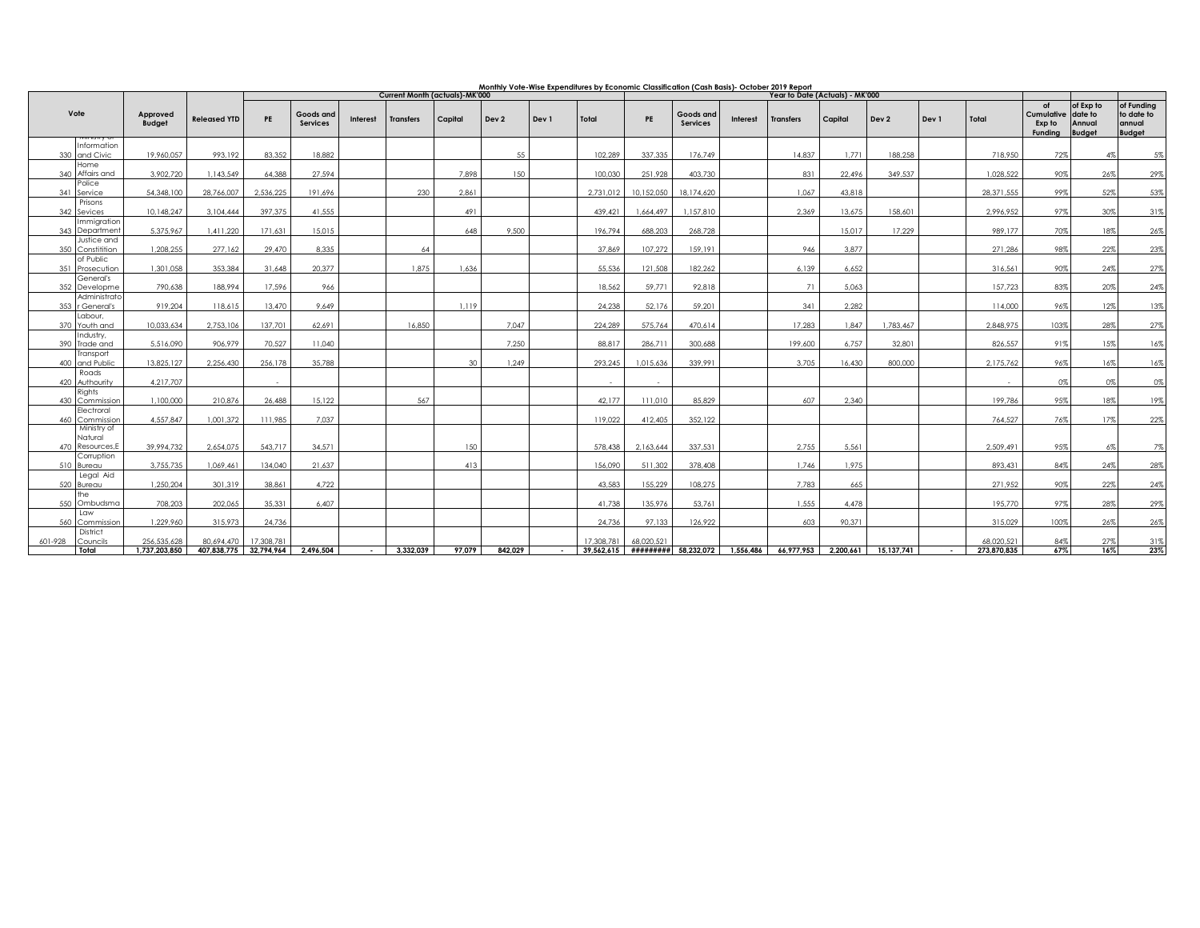# Monthly Vote-Wise Expenditures by Economic Classification (Cash Basis)- October 2019 Report

| Vote | | Approved Budget | Released YTD | Current Month (actuals)-MK'000 | | | | | | | | Year to Date (Actuals) - MK'000 | | | | | | | | of Cumulative Exp to Funding | of Exp to date to Annual Budget | of Funding to date to annual Budget |
|---|---|---|---|---|---|---|---|---|---|---|---|---|---|---|---|---|---|---|---|---|---|---|
| | | | | PE | Goods and Services | Interest | Transfers | Capital | Dev 2 | Dev 1 | Total | PE | Goods and Services | Interest | Transfers | Capital | Dev 2 | Dev 1 | Total | | | |
| 330 | Ministry of Information and Civic | 19,960,057 | 993,192 | 83,352 | 18,882 | | | | 55 | | 102,289 | 337,335 | 176,749 | | 14,837 | 1,771 | 188,258 | | 718,950 | 72% | 4% | 5% |
| 340 | Home Affairs and | 3,902,720 | 1,143,549 | 64,388 | 27,594 | | | 7,898 | 150 | | 100,030 | 251,928 | 403,730 | | 831 | 22,496 | 349,537 | | 1,028,522 | 90% | 26% | 29% |
| 341 | Police Service | 54,348,100 | 28,766,007 | 2,536,225 | 191,696 | | 230 | 2,861 | | | 2,731,012 | 10,152,050 | 18,174,620 | | 1,067 | 43,818 | | | 28,371,555 | 99% | 52% | 53% |
| 342 | Prisons Sevices | 10,148,247 | 3,104,444 | 397,375 | 41,555 | | | 491 | | | 439,421 | 1,664,497 | 1,157,810 | | 2,369 | 13,675 | 158,601 | | 2,996,952 | 97% | 30% | 31% |
| 343 | Immigration Department | 5,375,967 | 1,411,220 | 171,631 | 15,015 | | | 648 | 9,500 | | 196,794 | 688,203 | 268,728 | | | 15,017 | 17,229 | | 989,177 | 70% | 18% | 26% |
| 350 | Justice and Constititiion | 1,208,255 | 277,162 | 29,470 | 8,335 | | 64 | | | | 37,869 | 107,272 | 159,191 | | 946 | 3,877 | | | 271,286 | 98% | 22% | 23% |
| 351 | of Public Prosecution | 1,301,058 | 353,384 | 31,648 | 20,377 | | 1,875 | 1,636 | | | 55,536 | 121,508 | 182,262 | | 6,139 | 6,652 | | | 316,561 | 90% | 24% | 27% |
| 352 | General's Developme | 790,638 | 188,994 | 17,596 | 966 | | | | | | 18,562 | 59,771 | 92,818 | | 71 | 5,063 | | | 157,723 | 83% | 20% | 24% |
| 353 | Administrator General's | 919,204 | 118,615 | 13,470 | 9,649 | | | 1,119 | | | 24,238 | 52,176 | 59,201 | | 341 | 2,282 | | | 114,000 | 96% | 12% | 13% |
| 370 | Labour, Youth and | 10,033,634 | 2,753,106 | 137,701 | 62,691 | | 16,850 | | 7,047 | | 224,289 | 575,764 | 470,614 | | 17,283 | 1,847 | 1,783,467 | | 2,848,975 | 103% | 28% | 27% |
| 390 | Industry, Trade and | 5,516,090 | 906,979 | 70,527 | 11,040 | | | | 7,250 | | 88,817 | 286,711 | 300,688 | | 199,600 | 6,757 | 32,801 | | 826,557 | 91% | 15% | 16% |
| 400 | Transport and Public | 13,825,127 | 2,256,430 | 256,178 | 35,788 | | | 30 | 1,249 | | 293,245 | 1,015,636 | 339,991 | | 3,705 | 16,430 | 800,000 | | 2,175,762 | 96% | 16% | 16% |
| 420 | Roads Authourity | 4,217,707 | | - | | | | | | | - | - | | | | | | | - | 0% | 0% | 0% |
| 430 | Rights Commission | 1,100,000 | 210,876 | 26,488 | 15,122 | | 567 | | | | 42,177 | 111,010 | 85,829 | | 607 | 2,340 | | | 199,786 | 95% | 18% | 19% |
| 460 | Electroral Commission | 4,557,847 | 1,001,372 | 111,985 | 7,037 | | | | | | 119,022 | 412,405 | 352,122 | | | | | | 764,527 | 76% | 17% | 22% |
| 470 | Ministry of Natural Resources,E | 39,994,732 | 2,654,075 | 543,717 | 34,571 | | | 150 | | | 578,438 | 2,163,644 | 337,531 | | 2,755 | 5,561 | | | 2,509,491 | 95% | 6% | 7% |
| 510 | Corruption Bureau | 3,755,735 | 1,069,461 | 134,040 | 21,637 | | | 413 | | | 156,090 | 511,302 | 378,408 | | 1,746 | 1,975 | | | 893,431 | 84% | 24% | 28% |
| 520 | Legal Aid Bureau | 1,250,204 | 301,319 | 38,861 | 4,722 | | | | | | 43,583 | 155,229 | 108,275 | | 7,783 | 665 | | | 271,952 | 90% | 22% | 24% |
| 550 | the Ombudsma | 708,203 | 202,065 | 35,331 | 6,407 | | | | | | 41,738 | 135,976 | 53,761 | | 1,555 | 4,478 | | | 195,770 | 97% | 28% | 29% |
| 560 | Law Commission | 1,229,960 | 315,973 | 24,736 | | | | | | | 24,736 | 97,133 | 126,922 | | 603 | 90,371 | | | 315,029 | 100% | 26% | 26% |
| 601-928 | District Councils | 256,535,628 | 80,694,470 | 17,308,781 | | | | | | | 17,308,781 | 68,020,521 | | | | | | | 68,020,521 | 84% | 27% | 31% |
| | **Total** | **1,737,203,850** | **407,838,775** | **32,794,964** | **2,496,504** | **-** | **3,332,039** | **97,079** | **842,029** | **-** | **39,562,615** | **#########** | **58,232,072** | **1,556,486** | **66,977,953** | **2,200,661** | **15,137,741** | **-** | **273,870,835** | **67%** | **16%** | **23%** |